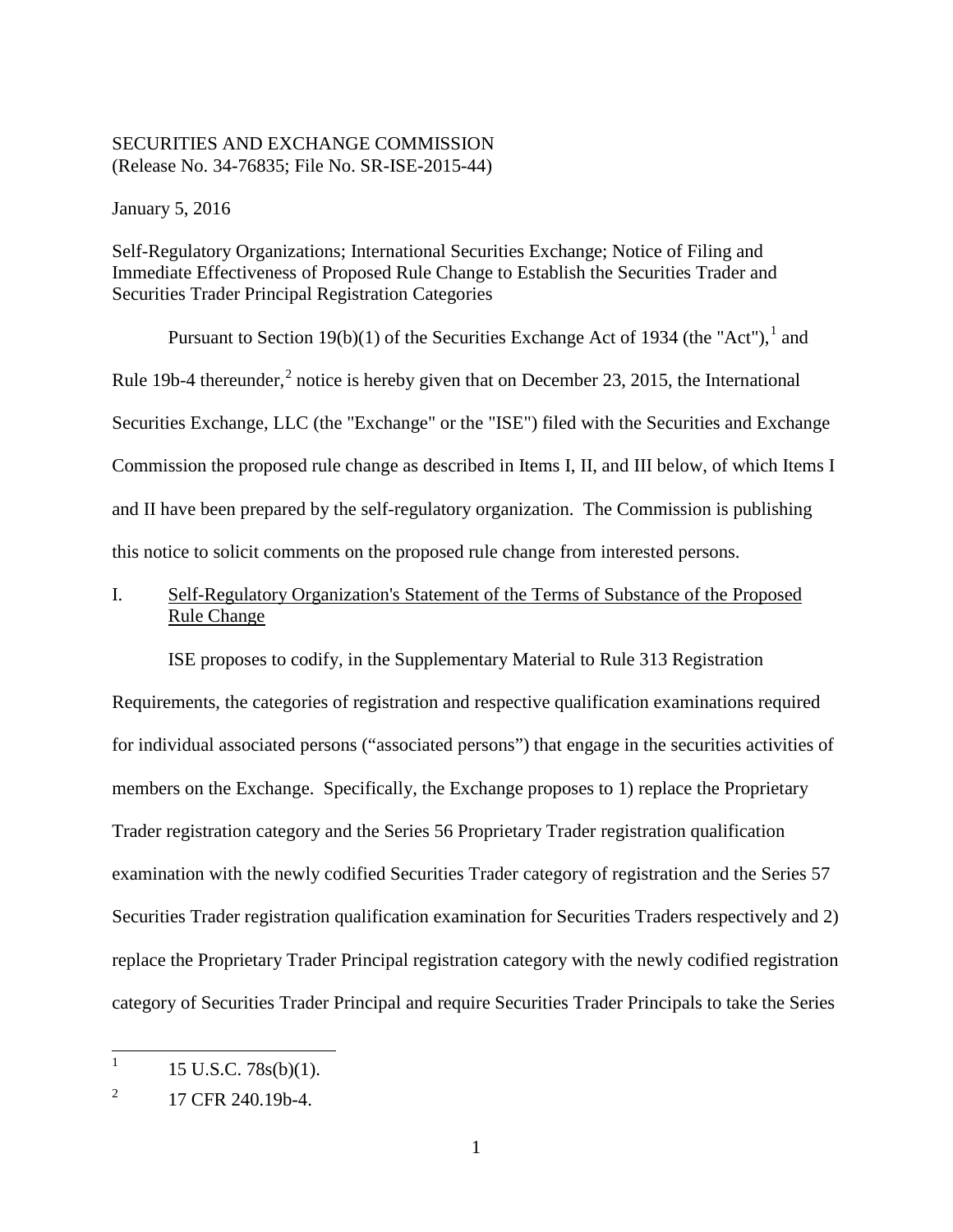SECURITIES AND EXCHANGE COMMISSION
(Release No. 34-76835; File No. SR-ISE-2015-44)

January 5, 2016

Self-Regulatory Organizations; International Securities Exchange; Notice of Filing and Immediate Effectiveness of Proposed Rule Change to Establish the Securities Trader and Securities Trader Principal Registration Categories

Pursuant to Section 19(b)(1) of the Securities Exchange Act of 1934 (the "Act"),[1] and Rule 19b-4 thereunder,[2] notice is hereby given that on December 23, 2015, the International Securities Exchange, LLC (the "Exchange" or the "ISE") filed with the Securities and Exchange Commission the proposed rule change as described in Items I, II, and III below, of which Items I and II have been prepared by the self-regulatory organization. The Commission is publishing this notice to solicit comments on the proposed rule change from interested persons.

I. Self-Regulatory Organization's Statement of the Terms of Substance of the Proposed Rule Change

ISE proposes to codify, in the Supplementary Material to Rule 313 Registration Requirements, the categories of registration and respective qualification examinations required for individual associated persons ("associated persons") that engage in the securities activities of members on the Exchange. Specifically, the Exchange proposes to 1) replace the Proprietary Trader registration category and the Series 56 Proprietary Trader registration qualification examination with the newly codified Securities Trader category of registration and the Series 57 Securities Trader registration qualification examination for Securities Traders respectively and 2) replace the Proprietary Trader Principal registration category with the newly codified registration category of Securities Trader Principal and require Securities Trader Principals to take the Series

[1] 15 U.S.C. 78s(b)(1).

[2] 17 CFR 240.19b-4.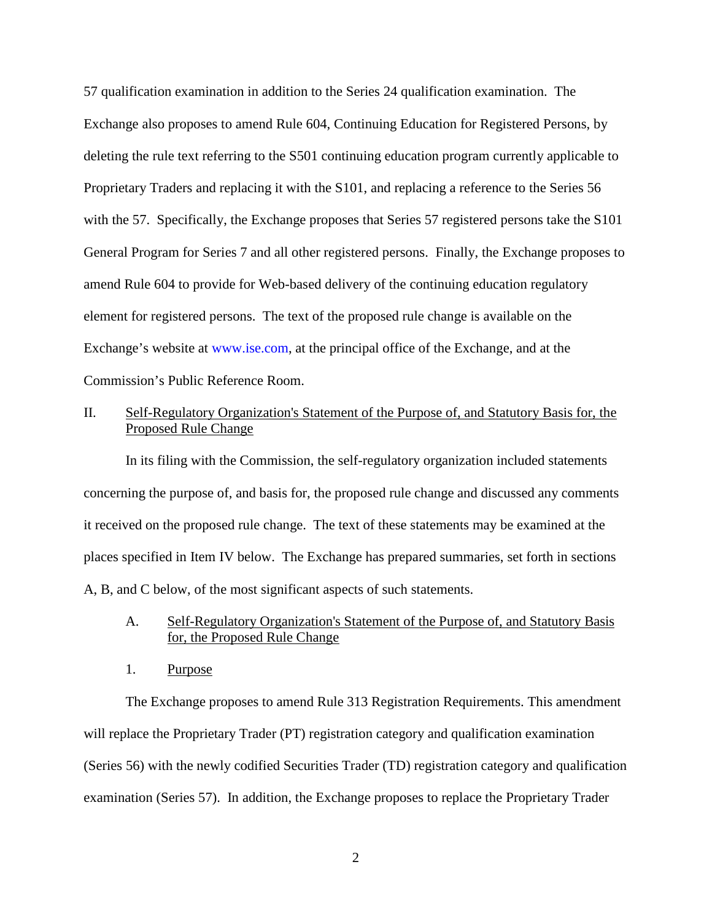57 qualification examination in addition to the Series 24 qualification examination. The Exchange also proposes to amend Rule 604, Continuing Education for Registered Persons, by deleting the rule text referring to the S501 continuing education program currently applicable to Proprietary Traders and replacing it with the S101, and replacing a reference to the Series 56 with the 57. Specifically, the Exchange proposes that Series 57 registered persons take the S101 General Program for Series 7 and all other registered persons. Finally, the Exchange proposes to amend Rule 604 to provide for Web-based delivery of the continuing education regulatory element for registered persons. The text of the proposed rule change is available on the Exchange's website at www.ise.com, at the principal office of the Exchange, and at the Commission's Public Reference Room.

## II. Self-Regulatory Organization's Statement of the Purpose of, and Statutory Basis for, the Proposed Rule Change

In its filing with the Commission, the self-regulatory organization included statements concerning the purpose of, and basis for, the proposed rule change and discussed any comments it received on the proposed rule change. The text of these statements may be examined at the places specified in Item IV below. The Exchange has prepared summaries, set forth in sections A, B, and C below, of the most significant aspects of such statements.

### A. Self-Regulatory Organization's Statement of the Purpose of, and Statutory Basis for, the Proposed Rule Change

#### 1. Purpose

The Exchange proposes to amend Rule 313 Registration Requirements. This amendment will replace the Proprietary Trader (PT) registration category and qualification examination (Series 56) with the newly codified Securities Trader (TD) registration category and qualification examination (Series 57). In addition, the Exchange proposes to replace the Proprietary Trader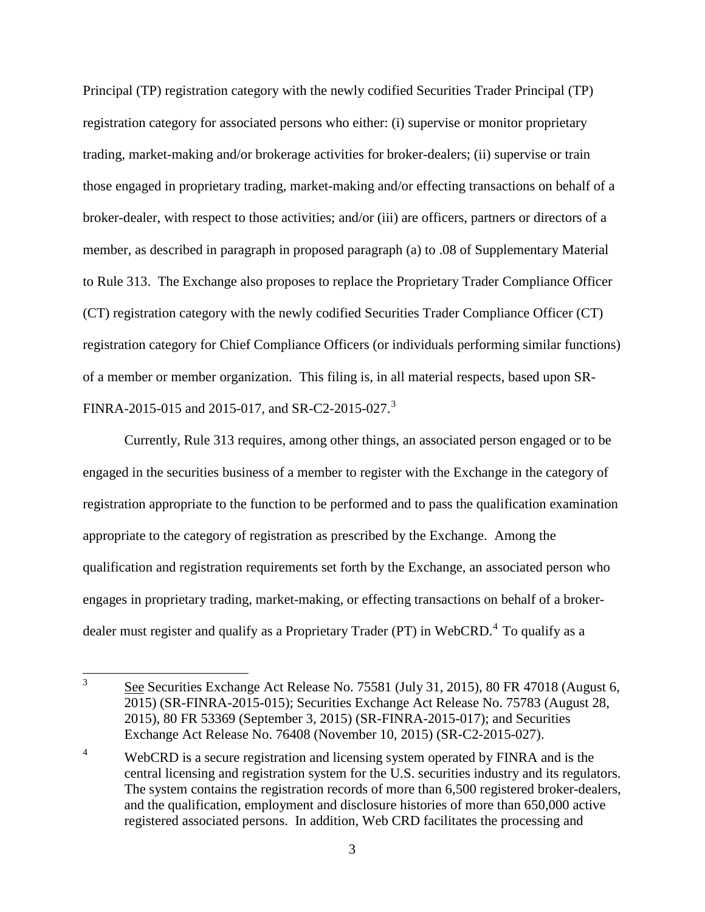Principal (TP) registration category with the newly codified Securities Trader Principal (TP) registration category for associated persons who either: (i) supervise or monitor proprietary trading, market-making and/or brokerage activities for broker-dealers; (ii) supervise or train those engaged in proprietary trading, market-making and/or effecting transactions on behalf of a broker-dealer, with respect to those activities; and/or (iii) are officers, partners or directors of a member, as described in paragraph in proposed paragraph (a) to .08 of Supplementary Material to Rule 313. The Exchange also proposes to replace the Proprietary Trader Compliance Officer (CT) registration category with the newly codified Securities Trader Compliance Officer (CT) registration category for Chief Compliance Officers (or individuals performing similar functions) of a member or member organization. This filing is, in all material respects, based upon SR-FINRA-2015-015 and 2015-017, and SR-C2-2015-027.[3]

Currently, Rule 313 requires, among other things, an associated person engaged or to be engaged in the securities business of a member to register with the Exchange in the category of registration appropriate to the function to be performed and to pass the qualification examination appropriate to the category of registration as prescribed by the Exchange. Among the qualification and registration requirements set forth by the Exchange, an associated person who engages in proprietary trading, market-making, or effecting transactions on behalf of a broker-dealer must register and qualify as a Proprietary Trader (PT) in WebCRD.[4] To qualify as a

---

[3] See Securities Exchange Act Release No. 75581 (July 31, 2015), 80 FR 47018 (August 6, 2015) (SR-FINRA-2015-015); Securities Exchange Act Release No. 75783 (August 28, 2015), 80 FR 53369 (September 3, 2015) (SR-FINRA-2015-017); and Securities Exchange Act Release No. 76408 (November 10, 2015) (SR-C2-2015-027).

[4] WebCRD is a secure registration and licensing system operated by FINRA and is the central licensing and registration system for the U.S. securities industry and its regulators. The system contains the registration records of more than 6,500 registered broker-dealers, and the qualification, employment and disclosure histories of more than 650,000 active registered associated persons. In addition, Web CRD facilitates the processing and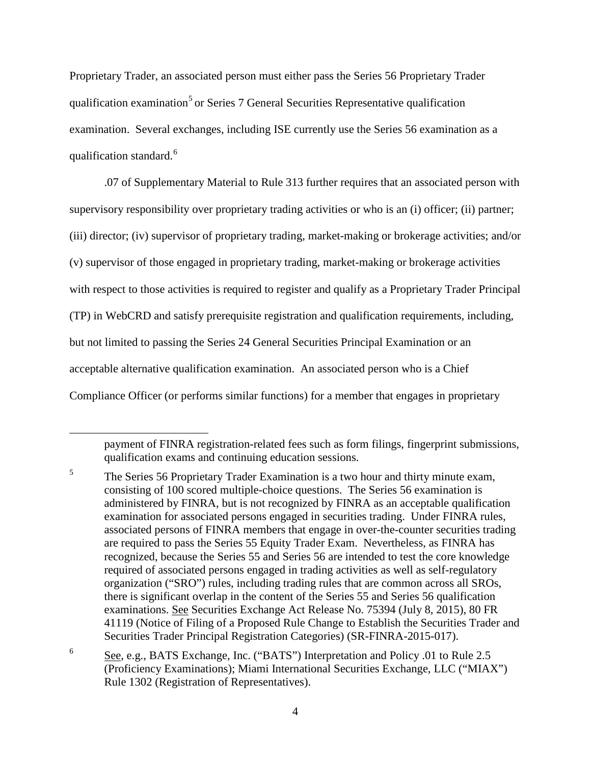Proprietary Trader, an associated person must either pass the Series 56 Proprietary Trader qualification examination[5] or Series 7 General Securities Representative qualification examination. Several exchanges, including ISE currently use the Series 56 examination as a qualification standard.[6]

.07 of Supplementary Material to Rule 313 further requires that an associated person with supervisory responsibility over proprietary trading activities or who is an (i) officer; (ii) partner; (iii) director; (iv) supervisor of proprietary trading, market-making or brokerage activities; and/or (v) supervisor of those engaged in proprietary trading, market-making or brokerage activities with respect to those activities is required to register and qualify as a Proprietary Trader Principal (TP) in WebCRD and satisfy prerequisite registration and qualification requirements, including, but not limited to passing the Series 24 General Securities Principal Examination or an acceptable alternative qualification examination. An associated person who is a Chief Compliance Officer (or performs similar functions) for a member that engages in proprietary

---

payment of FINRA registration-related fees such as form filings, fingerprint submissions, qualification exams and continuing education sessions.

[5] The Series 56 Proprietary Trader Examination is a two hour and thirty minute exam, consisting of 100 scored multiple-choice questions. The Series 56 examination is administered by FINRA, but is not recognized by FINRA as an acceptable qualification examination for associated persons engaged in securities trading. Under FINRA rules, associated persons of FINRA members that engage in over-the-counter securities trading are required to pass the Series 55 Equity Trader Exam. Nevertheless, as FINRA has recognized, because the Series 55 and Series 56 are intended to test the core knowledge required of associated persons engaged in trading activities as well as self-regulatory organization ("SRO") rules, including trading rules that are common across all SROs, there is significant overlap in the content of the Series 55 and Series 56 qualification examinations. See Securities Exchange Act Release No. 75394 (July 8, 2015), 80 FR 41119 (Notice of Filing of a Proposed Rule Change to Establish the Securities Trader and Securities Trader Principal Registration Categories) (SR-FINRA-2015-017).

[6] See, e.g., BATS Exchange, Inc. ("BATS") Interpretation and Policy .01 to Rule 2.5 (Proficiency Examinations); Miami International Securities Exchange, LLC ("MIAX") Rule 1302 (Registration of Representatives).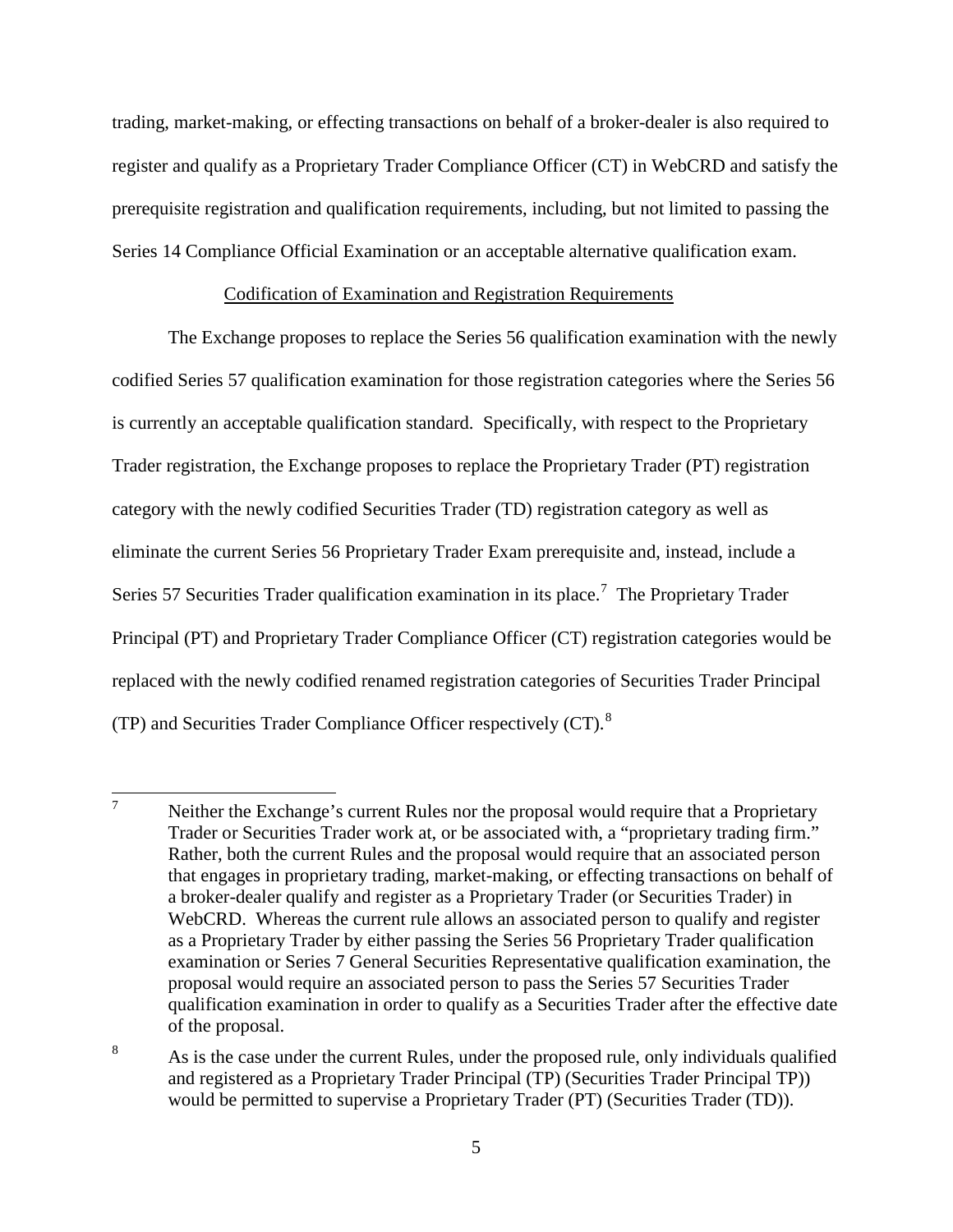trading, market-making, or effecting transactions on behalf of a broker-dealer is also required to register and qualify as a Proprietary Trader Compliance Officer (CT) in WebCRD and satisfy the prerequisite registration and qualification requirements, including, but not limited to passing the Series 14 Compliance Official Examination or an acceptable alternative qualification exam.

Codification of Examination and Registration Requirements

The Exchange proposes to replace the Series 56 qualification examination with the newly codified Series 57 qualification examination for those registration categories where the Series 56 is currently an acceptable qualification standard. Specifically, with respect to the Proprietary Trader registration, the Exchange proposes to replace the Proprietary Trader (PT) registration category with the newly codified Securities Trader (TD) registration category as well as eliminate the current Series 56 Proprietary Trader Exam prerequisite and, instead, include a Series 57 Securities Trader qualification examination in its place.[7] The Proprietary Trader Principal (PT) and Proprietary Trader Compliance Officer (CT) registration categories would be replaced with the newly codified renamed registration categories of Securities Trader Principal (TP) and Securities Trader Compliance Officer respectively (CT).[8]

---

[7] Neither the Exchange's current Rules nor the proposal would require that a Proprietary Trader or Securities Trader work at, or be associated with, a "proprietary trading firm." Rather, both the current Rules and the proposal would require that an associated person that engages in proprietary trading, market-making, or effecting transactions on behalf of a broker-dealer qualify and register as a Proprietary Trader (or Securities Trader) in WebCRD. Whereas the current rule allows an associated person to qualify and register as a Proprietary Trader by either passing the Series 56 Proprietary Trader qualification examination or Series 7 General Securities Representative qualification examination, the proposal would require an associated person to pass the Series 57 Securities Trader qualification examination in order to qualify as a Securities Trader after the effective date of the proposal.

[8] As is the case under the current Rules, under the proposed rule, only individuals qualified and registered as a Proprietary Trader Principal (TP) (Securities Trader Principal TP)) would be permitted to supervise a Proprietary Trader (PT) (Securities Trader (TD)).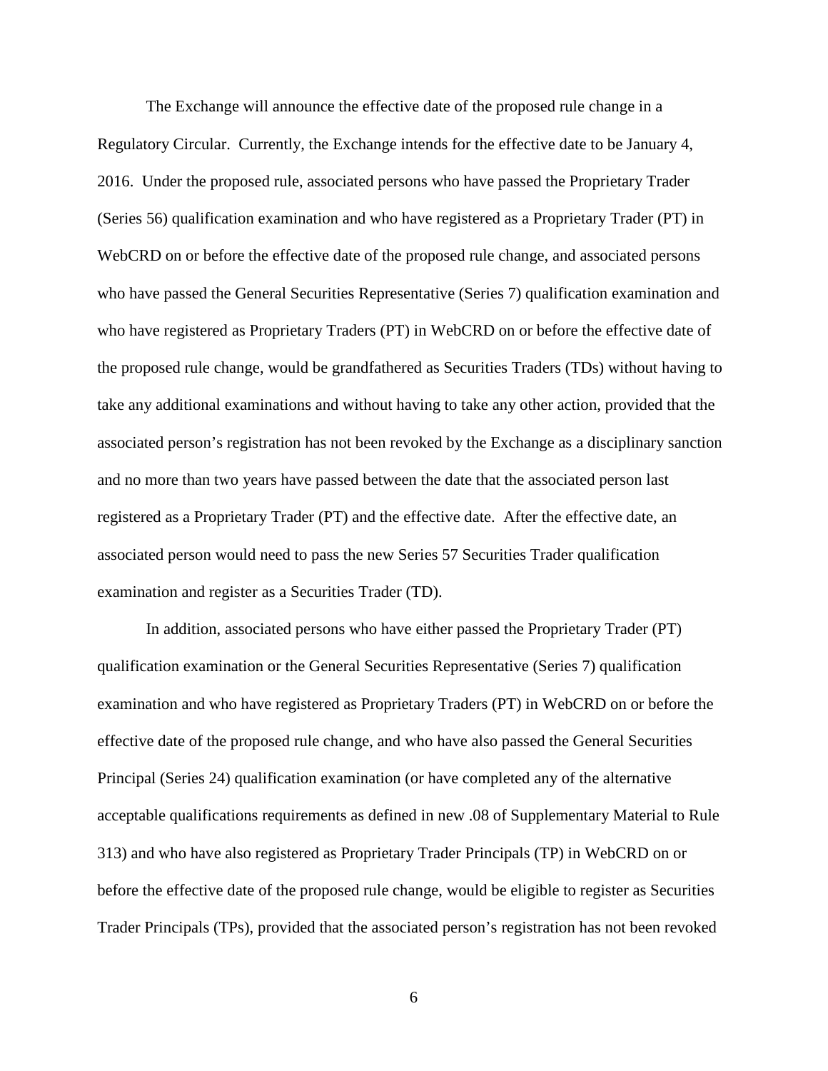The Exchange will announce the effective date of the proposed rule change in a Regulatory Circular. Currently, the Exchange intends for the effective date to be January 4, 2016. Under the proposed rule, associated persons who have passed the Proprietary Trader (Series 56) qualification examination and who have registered as a Proprietary Trader (PT) in WebCRD on or before the effective date of the proposed rule change, and associated persons who have passed the General Securities Representative (Series 7) qualification examination and who have registered as Proprietary Traders (PT) in WebCRD on or before the effective date of the proposed rule change, would be grandfathered as Securities Traders (TDs) without having to take any additional examinations and without having to take any other action, provided that the associated person's registration has not been revoked by the Exchange as a disciplinary sanction and no more than two years have passed between the date that the associated person last registered as a Proprietary Trader (PT) and the effective date. After the effective date, an associated person would need to pass the new Series 57 Securities Trader qualification examination and register as a Securities Trader (TD).

In addition, associated persons who have either passed the Proprietary Trader (PT) qualification examination or the General Securities Representative (Series 7) qualification examination and who have registered as Proprietary Traders (PT) in WebCRD on or before the effective date of the proposed rule change, and who have also passed the General Securities Principal (Series 24) qualification examination (or have completed any of the alternative acceptable qualifications requirements as defined in new .08 of Supplementary Material to Rule 313) and who have also registered as Proprietary Trader Principals (TP) in WebCRD on or before the effective date of the proposed rule change, would be eligible to register as Securities Trader Principals (TPs), provided that the associated person's registration has not been revoked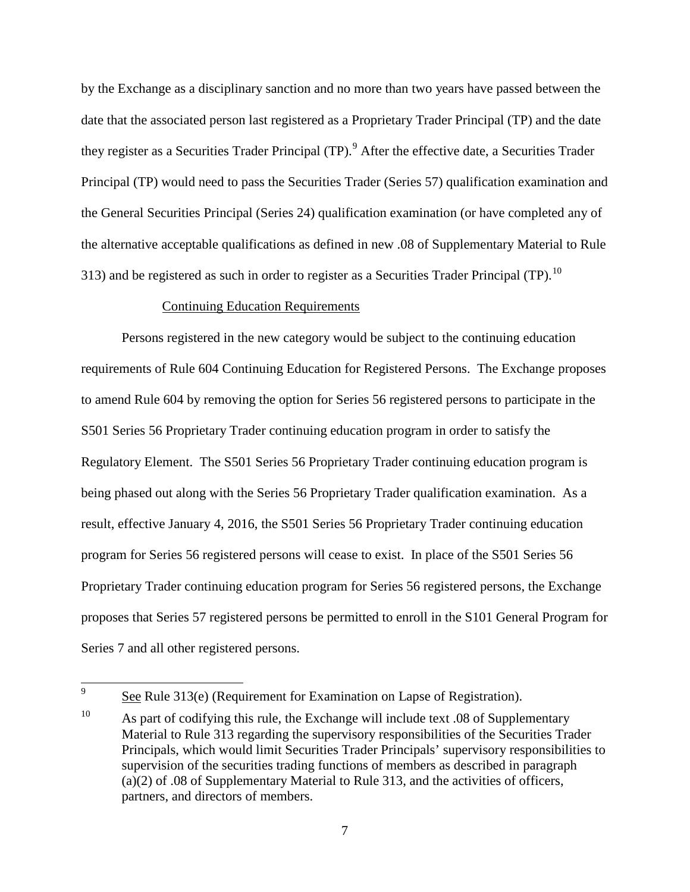by the Exchange as a disciplinary sanction and no more than two years have passed between the date that the associated person last registered as a Proprietary Trader Principal (TP) and the date they register as a Securities Trader Principal (TP).[9] After the effective date, a Securities Trader Principal (TP) would need to pass the Securities Trader (Series 57) qualification examination and the General Securities Principal (Series 24) qualification examination (or have completed any of the alternative acceptable qualifications as defined in new .08 of Supplementary Material to Rule 313) and be registered as such in order to register as a Securities Trader Principal (TP).[10]

Continuing Education Requirements

Persons registered in the new category would be subject to the continuing education requirements of Rule 604 Continuing Education for Registered Persons. The Exchange proposes to amend Rule 604 by removing the option for Series 56 registered persons to participate in the S501 Series 56 Proprietary Trader continuing education program in order to satisfy the Regulatory Element. The S501 Series 56 Proprietary Trader continuing education program is being phased out along with the Series 56 Proprietary Trader qualification examination. As a result, effective January 4, 2016, the S501 Series 56 Proprietary Trader continuing education program for Series 56 registered persons will cease to exist. In place of the S501 Series 56 Proprietary Trader continuing education program for Series 56 registered persons, the Exchange proposes that Series 57 registered persons be permitted to enroll in the S101 General Program for Series 7 and all other registered persons.

---

[9] See Rule 313(e) (Requirement for Examination on Lapse of Registration).

[10] As part of codifying this rule, the Exchange will include text .08 of Supplementary Material to Rule 313 regarding the supervisory responsibilities of the Securities Trader Principals, which would limit Securities Trader Principals' supervisory responsibilities to supervision of the securities trading functions of members as described in paragraph (a)(2) of .08 of Supplementary Material to Rule 313, and the activities of officers, partners, and directors of members.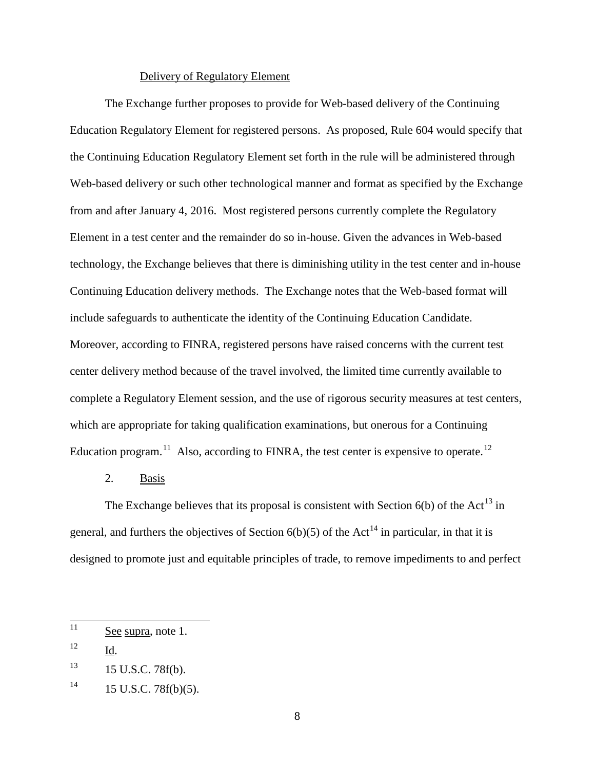Delivery of Regulatory Element

The Exchange further proposes to provide for Web-based delivery of the Continuing Education Regulatory Element for registered persons. As proposed, Rule 604 would specify that the Continuing Education Regulatory Element set forth in the rule will be administered through Web-based delivery or such other technological manner and format as specified by the Exchange from and after January 4, 2016. Most registered persons currently complete the Regulatory Element in a test center and the remainder do so in-house. Given the advances in Web-based technology, the Exchange believes that there is diminishing utility in the test center and in-house Continuing Education delivery methods. The Exchange notes that the Web-based format will include safeguards to authenticate the identity of the Continuing Education Candidate. Moreover, according to FINRA, registered persons have raised concerns with the current test center delivery method because of the travel involved, the limited time currently available to complete a Regulatory Element session, and the use of rigorous security measures at test centers, which are appropriate for taking qualification examinations, but onerous for a Continuing Education program.[11] Also, according to FINRA, the test center is expensive to operate.[12]

2. Basis

The Exchange believes that its proposal is consistent with Section 6(b) of the Act[13] in general, and furthers the objectives of Section 6(b)(5) of the Act[14] in particular, in that it is designed to promote just and equitable principles of trade, to remove impediments to and perfect

---

[11] See supra, note 1.

[12] Id.

[13] 15 U.S.C. 78f(b).

[14] 15 U.S.C. 78f(b)(5).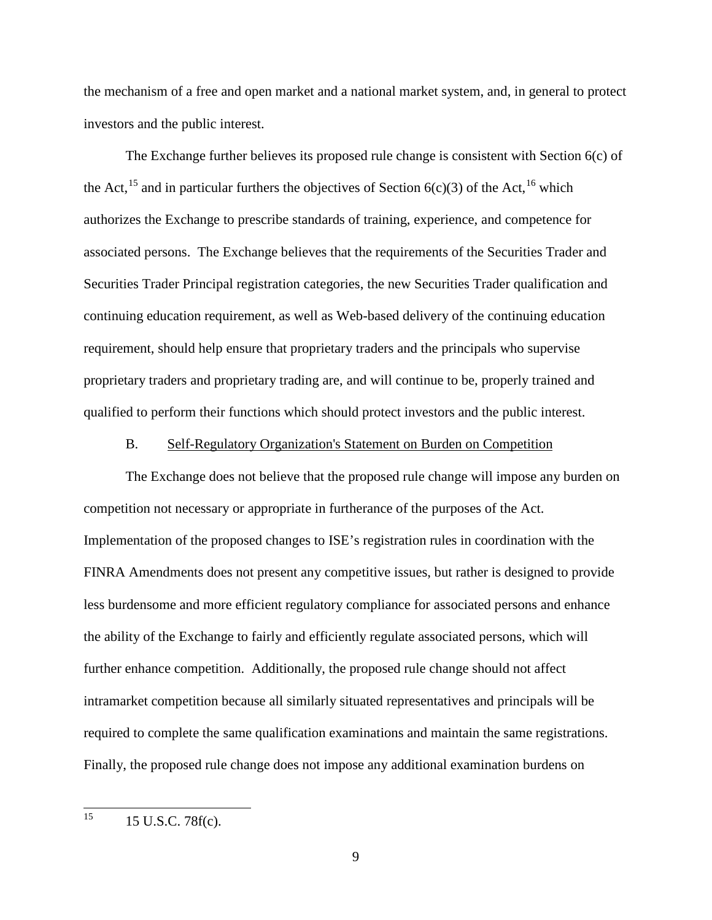the mechanism of a free and open market and a national market system, and, in general to protect investors and the public interest.

The Exchange further believes its proposed rule change is consistent with Section 6(c) of the Act,[15] and in particular furthers the objectives of Section 6(c)(3) of the Act,[16] which authorizes the Exchange to prescribe standards of training, experience, and competence for associated persons. The Exchange believes that the requirements of the Securities Trader and Securities Trader Principal registration categories, the new Securities Trader qualification and continuing education requirement, as well as Web-based delivery of the continuing education requirement, should help ensure that proprietary traders and the principals who supervise proprietary traders and proprietary trading are, and will continue to be, properly trained and qualified to perform their functions which should protect investors and the public interest.

B. Self-Regulatory Organization's Statement on Burden on Competition

The Exchange does not believe that the proposed rule change will impose any burden on competition not necessary or appropriate in furtherance of the purposes of the Act. Implementation of the proposed changes to ISE's registration rules in coordination with the FINRA Amendments does not present any competitive issues, but rather is designed to provide less burdensome and more efficient regulatory compliance for associated persons and enhance the ability of the Exchange to fairly and efficiently regulate associated persons, which will further enhance competition. Additionally, the proposed rule change should not affect intramarket competition because all similarly situated representatives and principals will be required to complete the same qualification examinations and maintain the same registrations. Finally, the proposed rule change does not impose any additional examination burdens on

---

[15] 15 U.S.C. 78f(c).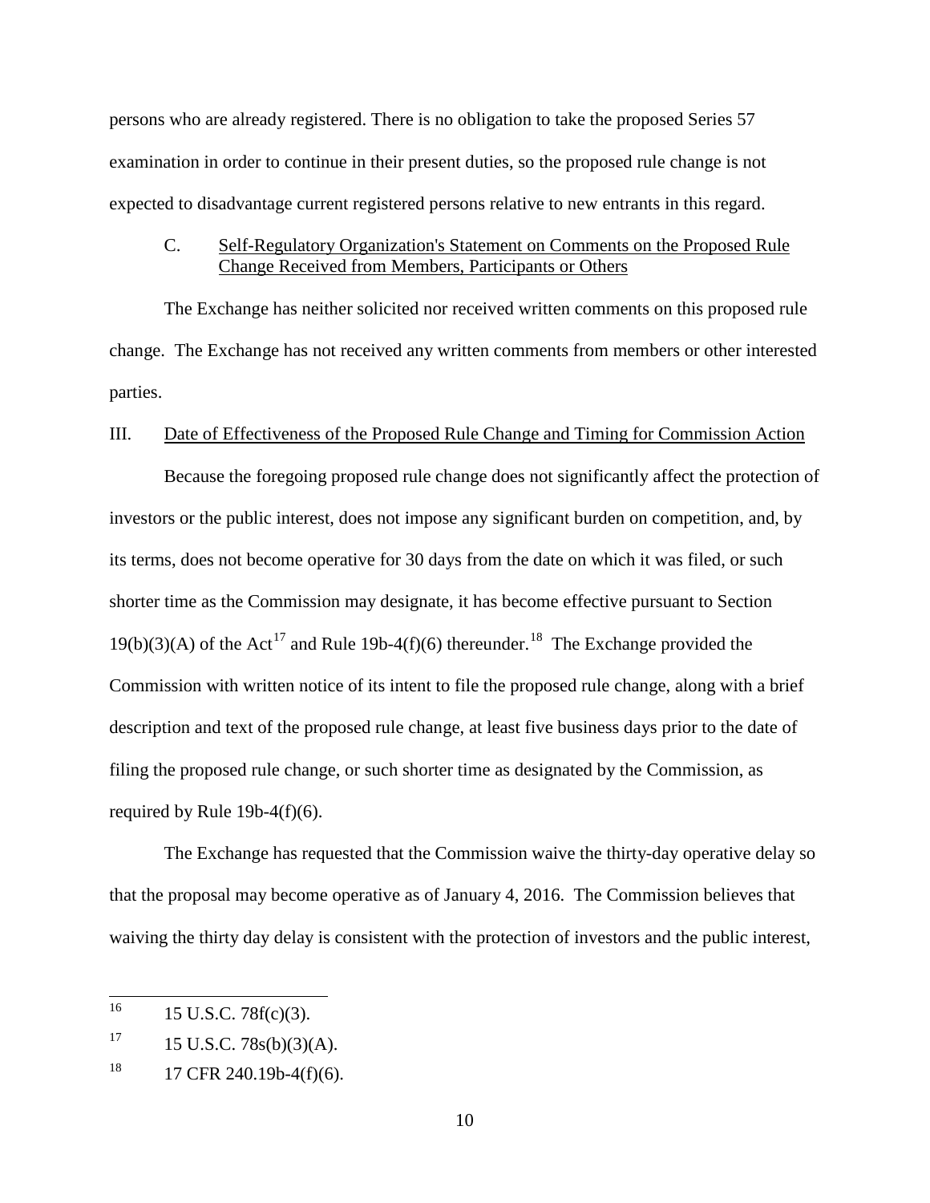persons who are already registered. There is no obligation to take the proposed Series 57 examination in order to continue in their present duties, so the proposed rule change is not expected to disadvantage current registered persons relative to new entrants in this regard.

C. Self-Regulatory Organization's Statement on Comments on the Proposed Rule Change Received from Members, Participants or Others

The Exchange has neither solicited nor received written comments on this proposed rule change. The Exchange has not received any written comments from members or other interested parties.

III. Date of Effectiveness of the Proposed Rule Change and Timing for Commission Action

Because the foregoing proposed rule change does not significantly affect the protection of investors or the public interest, does not impose any significant burden on competition, and, by its terms, does not become operative for 30 days from the date on which it was filed, or such shorter time as the Commission may designate, it has become effective pursuant to Section 19(b)(3)(A) of the Act[17] and Rule 19b-4(f)(6) thereunder.[18] The Exchange provided the Commission with written notice of its intent to file the proposed rule change, along with a brief description and text of the proposed rule change, at least five business days prior to the date of filing the proposed rule change, or such shorter time as designated by the Commission, as required by Rule 19b-4(f)(6).

The Exchange has requested that the Commission waive the thirty-day operative delay so that the proposal may become operative as of January 4, 2016. The Commission believes that waiving the thirty day delay is consistent with the protection of investors and the public interest,

---

[16] 15 U.S.C. 78f(c)(3).

[17] 15 U.S.C. 78s(b)(3)(A).

[18] 17 CFR 240.19b-4(f)(6).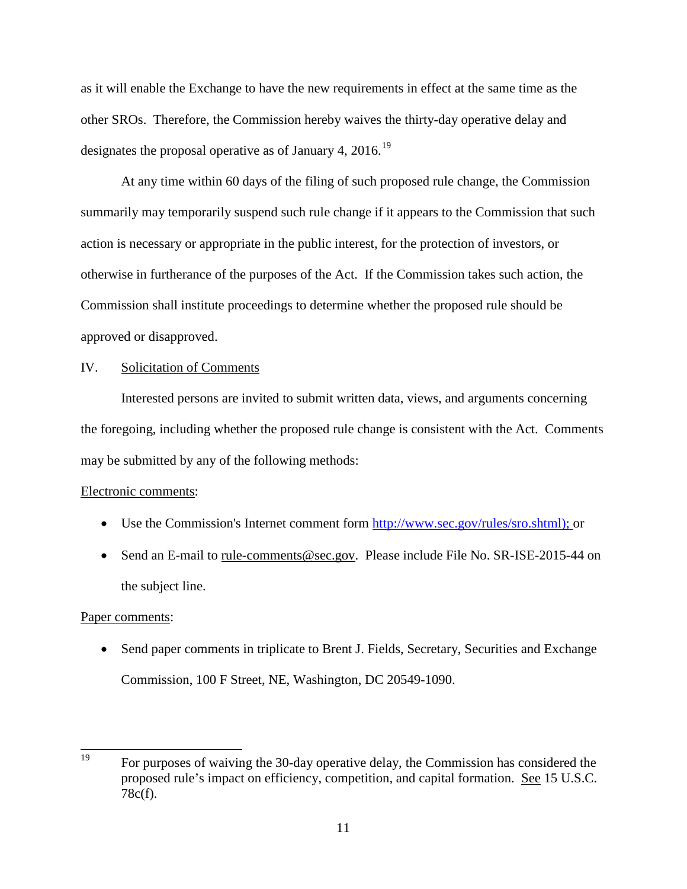as it will enable the Exchange to have the new requirements in effect at the same time as the other SROs. Therefore, the Commission hereby waives the thirty-day operative delay and designates the proposal operative as of January 4, 2016.[19]

At any time within 60 days of the filing of such proposed rule change, the Commission summarily may temporarily suspend such rule change if it appears to the Commission that such action is necessary or appropriate in the public interest, for the protection of investors, or otherwise in furtherance of the purposes of the Act. If the Commission takes such action, the Commission shall institute proceedings to determine whether the proposed rule should be approved or disapproved.

IV. Solicitation of Comments

Interested persons are invited to submit written data, views, and arguments concerning the foregoing, including whether the proposed rule change is consistent with the Act. Comments may be submitted by any of the following methods:

Electronic comments:

- Use the Commission's Internet comment form http://www.sec.gov/rules/sro.shtml); or
- Send an E-mail to rule-comments@sec.gov. Please include File No. SR-ISE-2015-44 on the subject line.

Paper comments:

- Send paper comments in triplicate to Brent J. Fields, Secretary, Securities and Exchange Commission, 100 F Street, NE, Washington, DC 20549-1090.

---

[19] For purposes of waiving the 30-day operative delay, the Commission has considered the proposed rule's impact on efficiency, competition, and capital formation. See 15 U.S.C. 78c(f).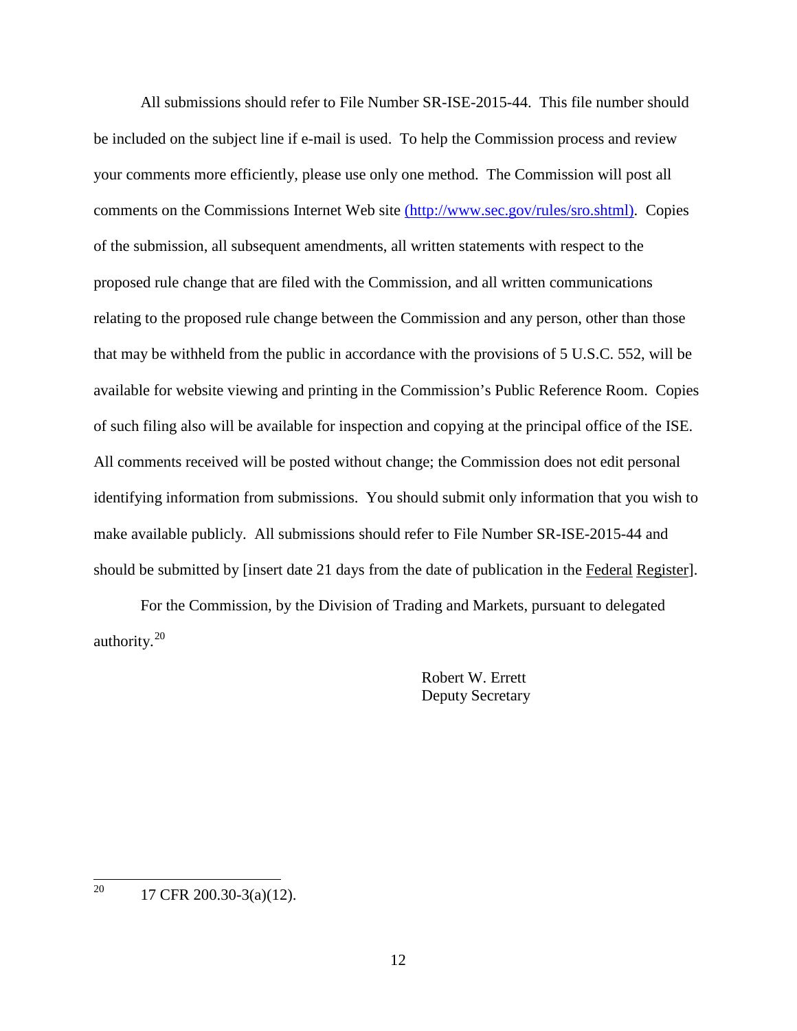All submissions should refer to File Number SR-ISE-2015-44. This file number should be included on the subject line if e-mail is used. To help the Commission process and review your comments more efficiently, please use only one method. The Commission will post all comments on the Commissions Internet Web site (http://www.sec.gov/rules/sro.shtml). Copies of the submission, all subsequent amendments, all written statements with respect to the proposed rule change that are filed with the Commission, and all written communications relating to the proposed rule change between the Commission and any person, other than those that may be withheld from the public in accordance with the provisions of 5 U.S.C. 552, will be available for website viewing and printing in the Commission's Public Reference Room. Copies of such filing also will be available for inspection and copying at the principal office of the ISE. All comments received will be posted without change; the Commission does not edit personal identifying information from submissions. You should submit only information that you wish to make available publicly. All submissions should refer to File Number SR-ISE-2015-44 and should be submitted by [insert date 21 days from the date of publication in the Federal Register].

For the Commission, by the Division of Trading and Markets, pursuant to delegated authority.[20]

Robert W. Errett
Deputy Secretary

---

[20] 17 CFR 200.30-3(a)(12).